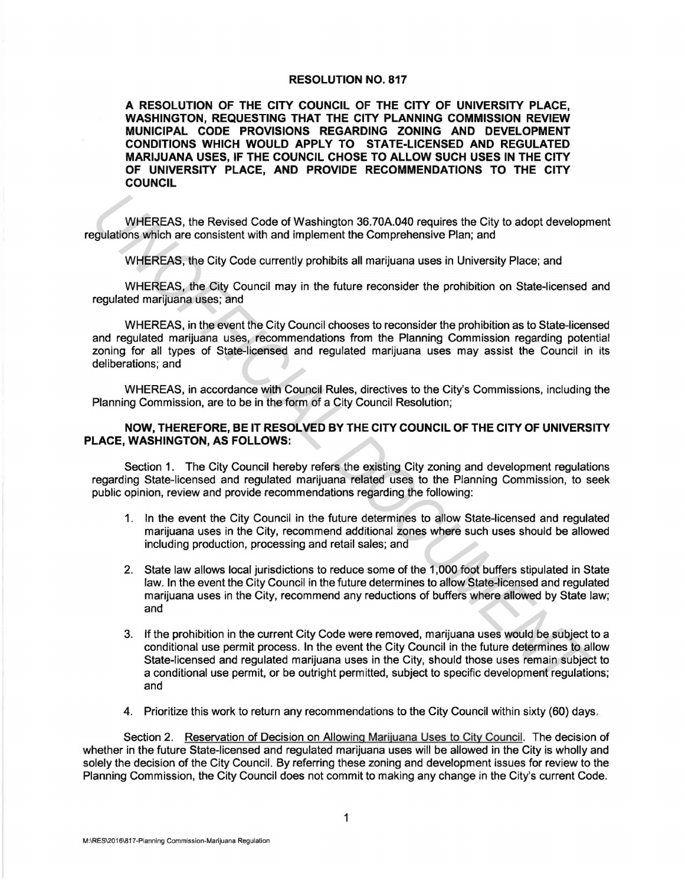# RESOLUTION NO. 817

**A RESOLUTION OF THE CITY COUNCIL OF THE CITY OF UNIVERSITY PLACE, WASHINGTON, REQUESTING THAT THE CITY PLANNING COMMISSION REVIEW MUNICIPAL CODE PROVISIONS REGARDING ZONING AND DEVELOPMENT CONDITIONS WHICH WOULD APPLY TO STATE-LICENSED AND REGULATED MARIJUANA USES, IF THE COUNCIL CHOSE TO ALLOW SUCH USES IN THE CITY OF UNIVERSITY PLACE, AND PROVIDE RECOMMENDATIONS TO THE CITY COUNCIL**

WHEREAS, the Revised Code of Washington 36.70A.040 requires the City to adopt development regulations which are consistent with and implement the Comprehensive Plan; and

WHEREAS, the City Code currently prohibits all marijuana uses in University Place; and

WHEREAS, the City Council may in the future reconsider the prohibition on State-licensed and regulated marijuana uses; and

WHEREAS, in the event the City Council chooses to reconsider the prohibition as to State-licensed and regulated marijuana uses, recommendations from the Planning Commission regarding potential zoning for all types of State-licensed and regulated marijuana uses may assist the Council in its deliberations; and

WHEREAS, in accordance with Council Rules, directives to the City's Commissions, including the Planning Commission, are to be in the form of a City Council Resolution;

**NOW, THEREFORE, BE IT RESOLVED BY THE CITY COUNCIL OF THE CITY OF UNIVERSITY PLACE, WASHINGTON, AS FOLLOWS:**

Section 1. The City Council hereby refers the existing City zoning and development regulations regarding State-licensed and regulated marijuana related uses to the Planning Commission, to seek public opinion, review and provide recommendations regarding the following:

1. In the event the City Council in the future determines to allow State-licensed and regulated marijuana uses in the City, recommend additional zones where such uses should be allowed including production, processing and retail sales; and

2. State law allows local jurisdictions to reduce some of the 1,000 foot buffers stipulated in State law. In the event the City Council in the future determines to allow State-licensed and regulated marijuana uses in the City, recommend any reductions of buffers where allowed by State law; and

3. If the prohibition in the current City Code were removed, marijuana uses would be subject to a conditional use permit process. In the event the City Council in the future determines to allow State-licensed and regulated marijuana uses in the City, should those uses remain subject to a conditional use permit, or be outright permitted, subject to specific development regulations; and

4. Prioritize this work to return any recommendations to the City Council within sixty (60) days.

Section 2. <u>Reservation of Decision on Allowing Marijuana Uses to City Council</u>. The decision of whether in the future State-licensed and regulated marijuana uses will be allowed in the City is wholly and solely the decision of the City Council. By referring these zoning and development issues for review to the Planning Commission, the City Council does not commit to making any change in the City's current Code.

M:\RES\2016\817-Planning Commission-Marijuana Regulation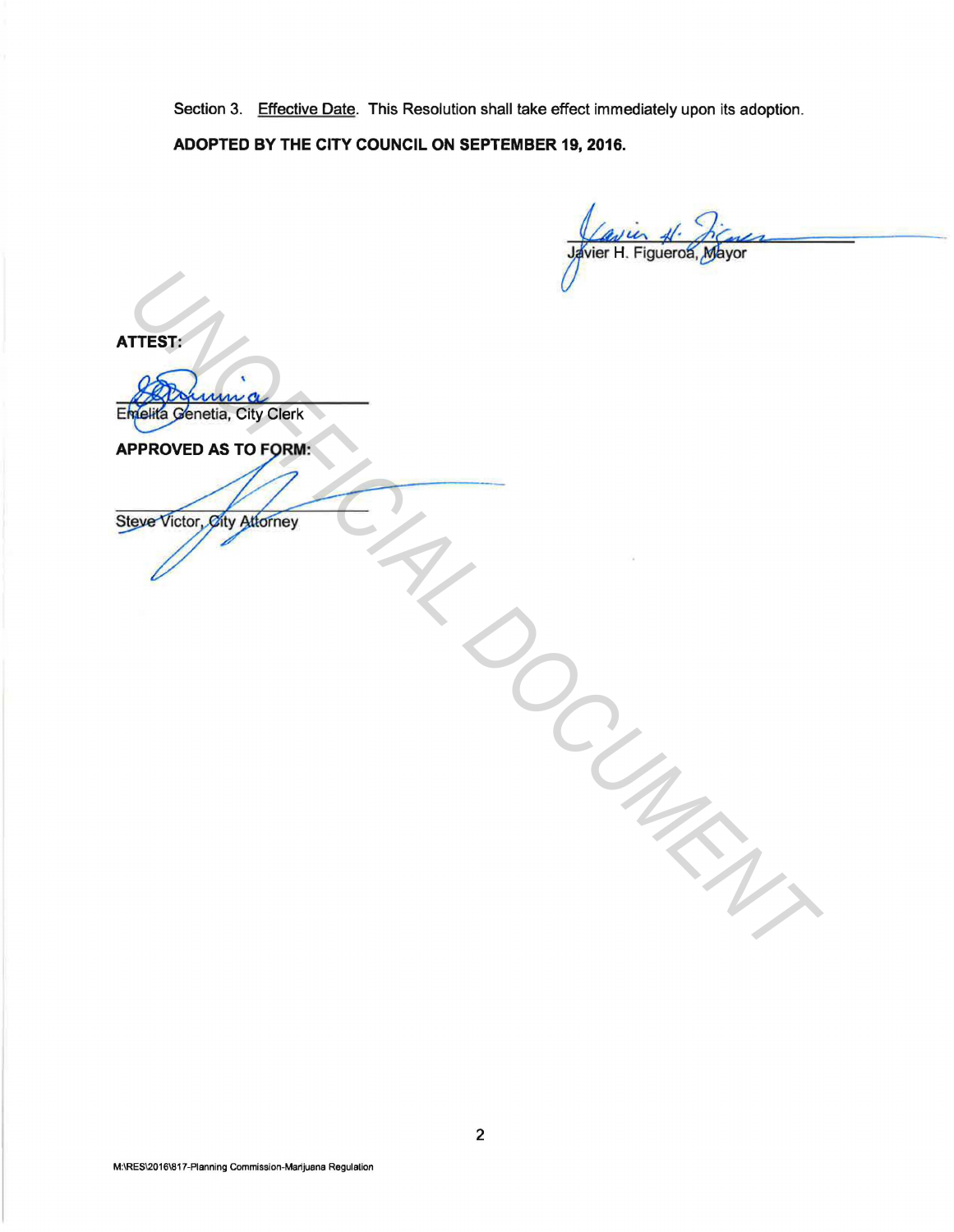Section 3. Effective Date. This Resolution shall take effect immediately upon its adoption.

**ADOPTED BY THE CITY COUNCIL ON SEPTEMBER 19, 2016.**

Javier H. Figueroa, Mayor

**ATTEST:**

Emelita Genetia, City Clerk

**APPROVED AS TO FORM:**

Steve Victor, City Attorney

UNOFFICIAL DOCUMENT

M:\RES\2016\817-Planning Commission-Marijuana Regulation